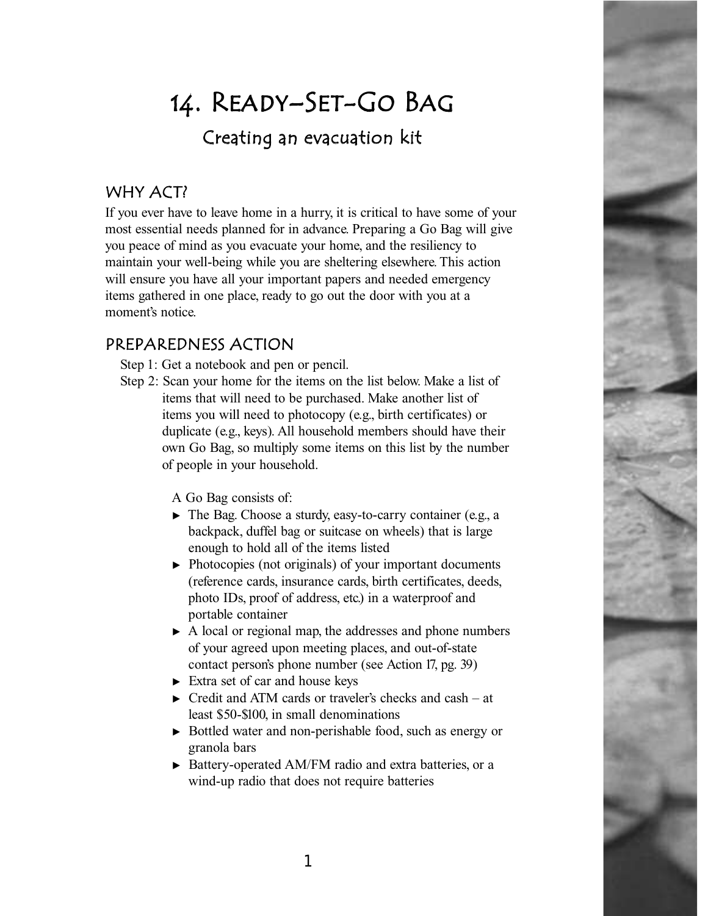# 14. Ready–Set-Go Bag

## Creating an evacuation kit

### WHY ACT?

If you ever have to leave home in a hurry, it is critical to have some of your most essential needs planned for in advance. Preparing a Go Bag will give you peace of mind as you evacuate your home, and the resiliency to maintain your well-being while you are sheltering elsewhere. This action will ensure you have all your important papers and needed emergency items gathered in one place, ready to go out the door with you at a moment's notice.

### PREPAREDNESS ACTION

Step 1: Get a notebook and pen or pencil.

Step 2: Scan your home for the items on the list below. Make a list of items that will need to be purchased. Make another list of items you will need to photocopy (e.g., birth certificates) or duplicate (e.g., keys). All household members should have their own Go Bag, so multiply some items on this list by the number of people in your household.

A Go Bag consists of:

- The Bag. Choose a sturdy, easy-to-carry container (e.g., a backpack, duffel bag or suitcase on wheels) that is large enough to hold all of the items listed
- Photocopies (not originals) of your important documents (reference cards, insurance cards, birth certificates, deeds, photo IDs, proof of address, etc.) in a waterproof and portable container
- A local or regional map, the addresses and phone numbers of your agreed upon meeting places, and out-of-state contact person's phone number (see Action 17, pg. 39)
- Extra set of car and house keys
- Credit and ATM cards or traveler's checks and cash – at least $50-$100, in small denominations
- Bottled water and non-perishable food, such as energy or granola bars
- Battery-operated AM/FM radio and extra batteries, or a wind-up radio that does not require batteries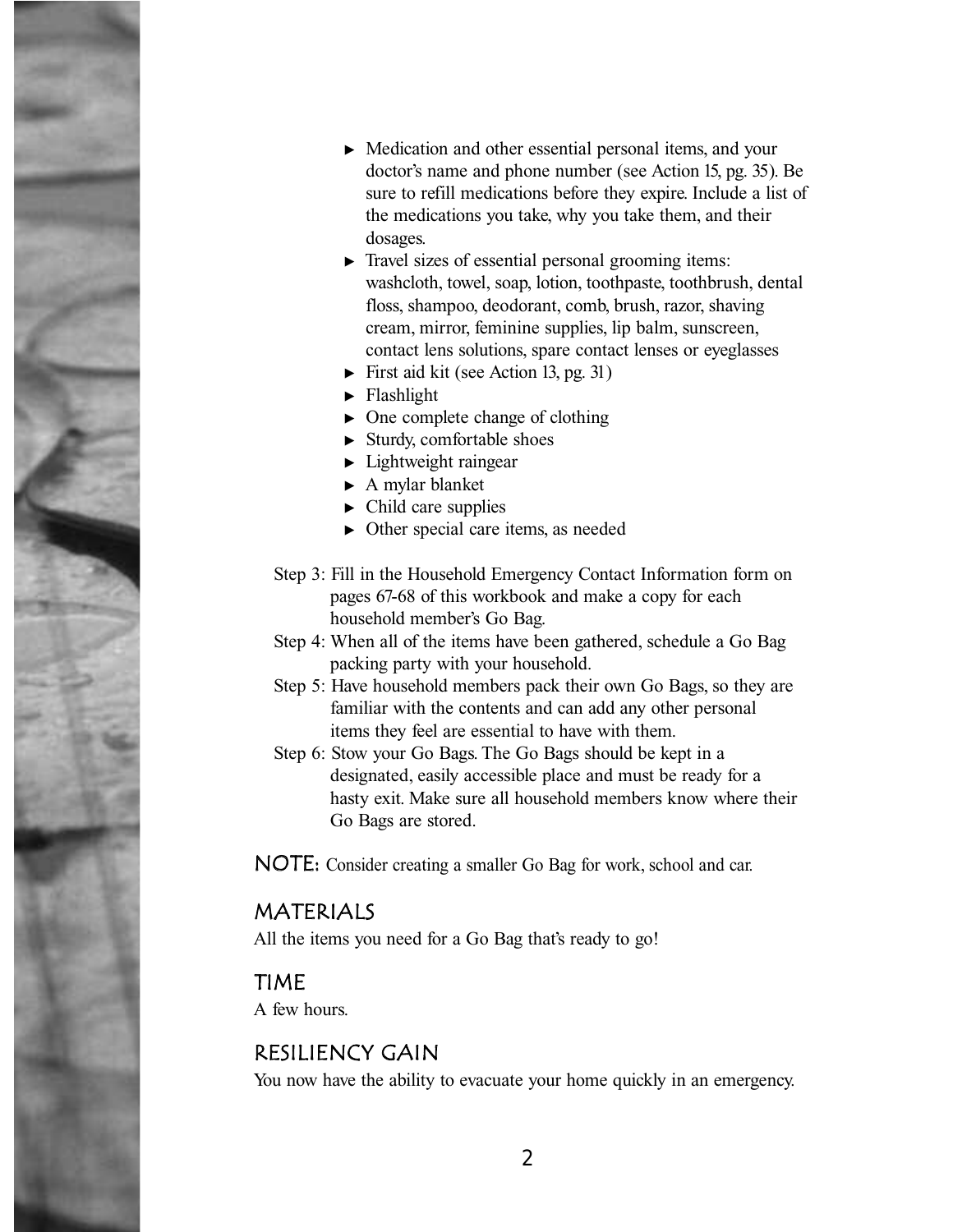- Medication and other essential personal items, and your doctor's name and phone number (see Action 15, pg. 35). Be sure to refill medications before they expire. Include a list of the medications you take, why you take them, and their dosages.
- Travel sizes of essential personal grooming items: washcloth, towel, soap, lotion, toothpaste, toothbrush, dental floss, shampoo, deodorant, comb, brush, razor, shaving cream, mirror, feminine supplies, lip balm, sunscreen, contact lens solutions, spare contact lenses or eyeglasses
- First aid kit (see Action 13, pg. 31)
- Flashlight
- One complete change of clothing
- Sturdy, comfortable shoes
- Lightweight raingear
- A mylar blanket
- Child care supplies
- Other special care items, as needed

Step 3: Fill in the Household Emergency Contact Information form on pages 67-68 of this workbook and make a copy for each household member's Go Bag.

Step 4: When all of the items have been gathered, schedule a Go Bag packing party with your household.

Step 5: Have household members pack their own Go Bags, so they are familiar with the contents and can add any other personal items they feel are essential to have with them.

Step 6: Stow your Go Bags. The Go Bags should be kept in a designated, easily accessible place and must be ready for a hasty exit. Make sure all household members know where their Go Bags are stored.

**NOTE:** Consider creating a smaller Go Bag for work, school and car.

## MATERIALS

All the items you need for a Go Bag that's ready to go!

## TIME

A few hours.

## RESILIENCY GAIN

You now have the ability to evacuate your home quickly in an emergency.